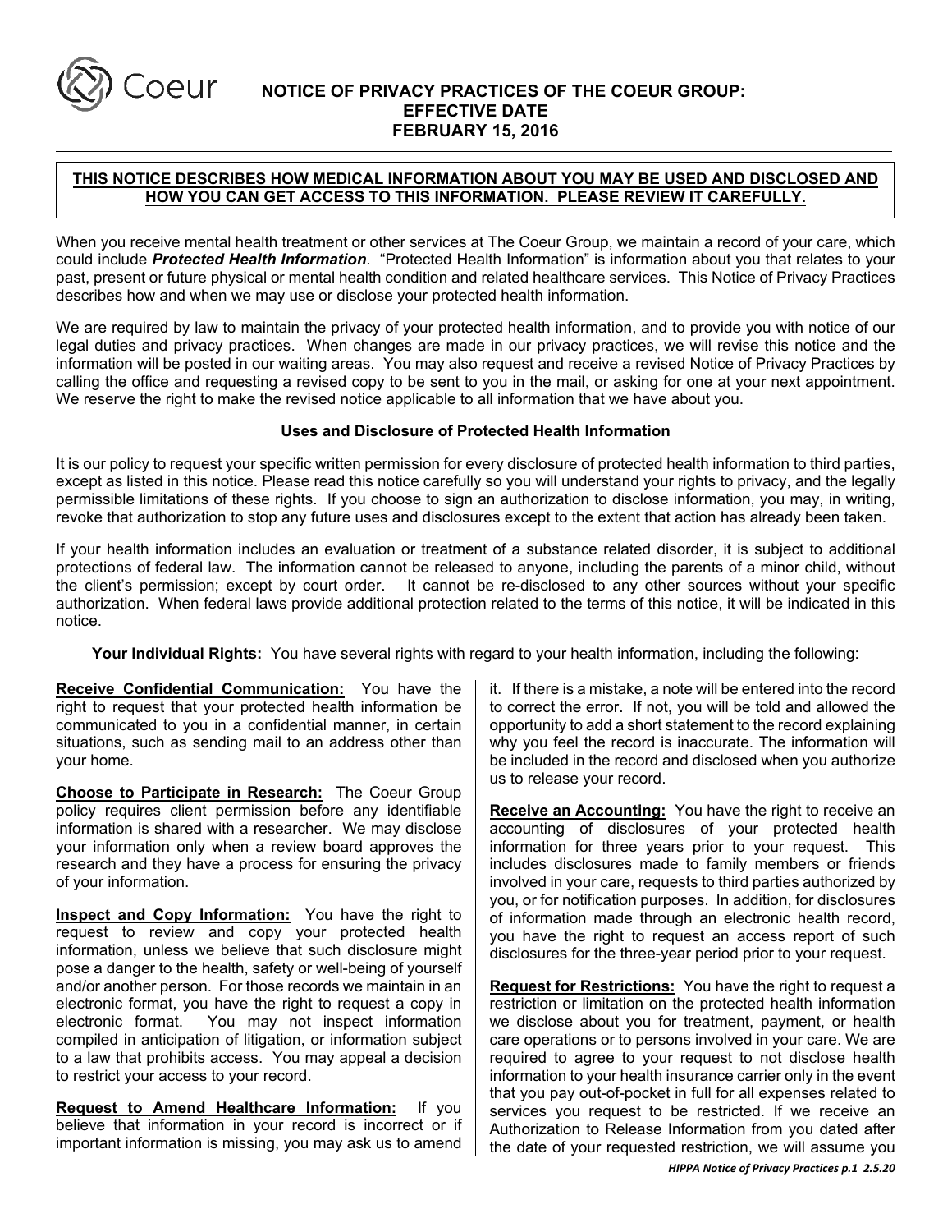# NOTICE OF PRIVACY PRACTICES OF THE COEUR GROUP: EFFECTIVE DATE FEBRUARY 15, 2016

**THIS NOTICE DESCRIBES HOW MEDICAL INFORMATION ABOUT YOU MAY BE USED AND DISCLOSED AND HOW YOU CAN GET ACCESS TO THIS INFORMATION. PLEASE REVIEW IT CAREFULLY.**

When you receive mental health treatment or other services at The Coeur Group, we maintain a record of your care, which could include ***Protected Health Information***. "Protected Health Information" is information about you that relates to your past, present or future physical or mental health condition and related healthcare services. This Notice of Privacy Practices describes how and when we may use or disclose your protected health information.

We are required by law to maintain the privacy of your protected health information, and to provide you with notice of our legal duties and privacy practices. When changes are made in our privacy practices, we will revise this notice and the information will be posted in our waiting areas. You may also request and receive a revised Notice of Privacy Practices by calling the office and requesting a revised copy to be sent to you in the mail, or asking for one at your next appointment. We reserve the right to make the revised notice applicable to all information that we have about you.

## Uses and Disclosure of Protected Health Information

It is our policy to request your specific written permission for every disclosure of protected health information to third parties, except as listed in this notice. Please read this notice carefully so you will understand your rights to privacy, and the legally permissible limitations of these rights. If you choose to sign an authorization to disclose information, you may, in writing, revoke that authorization to stop any future uses and disclosures except to the extent that action has already been taken.

If your health information includes an evaluation or treatment of a substance related disorder, it is subject to additional protections of federal law. The information cannot be released to anyone, including the parents of a minor child, without the client's permission; except by court order. It cannot be re-disclosed to any other sources without your specific authorization. When federal laws provide additional protection related to the terms of this notice, it will be indicated in this notice.

**Your Individual Rights:** You have several rights with regard to your health information, including the following:

**Receive Confidential Communication:** You have the right to request that your protected health information be communicated to you in a confidential manner, in certain situations, such as sending mail to an address other than your home.

**Choose to Participate in Research:** The Coeur Group policy requires client permission before any identifiable information is shared with a researcher. We may disclose your information only when a review board approves the research and they have a process for ensuring the privacy of your information.

**Inspect and Copy Information:** You have the right to request to review and copy your protected health information, unless we believe that such disclosure might pose a danger to the health, safety or well-being of yourself and/or another person. For those records we maintain in an electronic format, you have the right to request a copy in electronic format. You may not inspect information compiled in anticipation of litigation, or information subject to a law that prohibits access. You may appeal a decision to restrict your access to your record.

**Request to Amend Healthcare Information:** If you believe that information in your record is incorrect or if important information is missing, you may ask us to amend it. If there is a mistake, a note will be entered into the record to correct the error. If not, you will be told and allowed the opportunity to add a short statement to the record explaining why you feel the record is inaccurate. The information will be included in the record and disclosed when you authorize us to release your record.

**Receive an Accounting:** You have the right to receive an accounting of disclosures of your protected health information for three years prior to your request. This includes disclosures made to family members or friends involved in your care, requests to third parties authorized by you, or for notification purposes. In addition, for disclosures of information made through an electronic health record, you have the right to request an access report of such disclosures for the three-year period prior to your request.

**Request for Restrictions:** You have the right to request a restriction or limitation on the protected health information we disclose about you for treatment, payment, or health care operations or to persons involved in your care. We are required to agree to your request to not disclose health information to your health insurance carrier only in the event that you pay out-of-pocket in full for all expenses related to services you request to be restricted. If we receive an Authorization to Release Information from you dated after the date of your requested restriction, we will assume you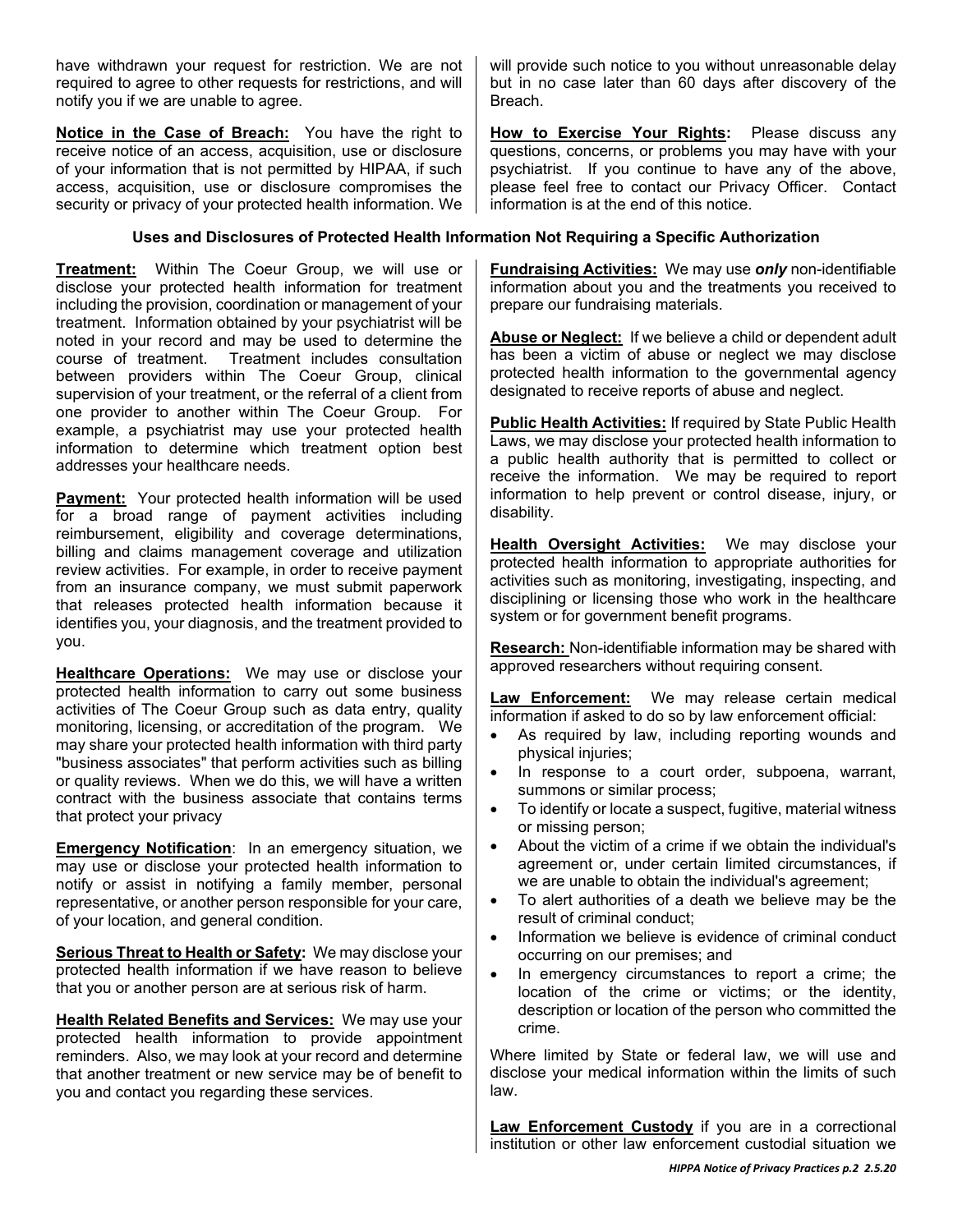have withdrawn your request for restriction. We are not required to agree to other requests for restrictions, and will notify you if we are unable to agree.

**Notice in the Case of Breach:** You have the right to receive notice of an access, acquisition, use or disclosure of your information that is not permitted by HIPAA, if such access, acquisition, use or disclosure compromises the security or privacy of your protected health information. We will provide such notice to you without unreasonable delay but in no case later than 60 days after discovery of the Breach.

**How to Exercise Your Rights:** Please discuss any questions, concerns, or problems you may have with your psychiatrist. If you continue to have any of the above, please feel free to contact our Privacy Officer. Contact information is at the end of this notice.

### Uses and Disclosures of Protected Health Information Not Requiring a Specific Authorization

**Treatment:** Within The Coeur Group, we will use or disclose your protected health information for treatment including the provision, coordination or management of your treatment. Information obtained by your psychiatrist will be noted in your record and may be used to determine the course of treatment. Treatment includes consultation between providers within The Coeur Group, clinical supervision of your treatment, or the referral of a client from one provider to another within The Coeur Group. For example, a psychiatrist may use your protected health information to determine which treatment option best addresses your healthcare needs.

**Payment:** Your protected health information will be used for a broad range of payment activities including reimbursement, eligibility and coverage determinations, billing and claims management coverage and utilization review activities. For example, in order to receive payment from an insurance company, we must submit paperwork that releases protected health information because it identifies you, your diagnosis, and the treatment provided to you.

**Healthcare Operations:** We may use or disclose your protected health information to carry out some business activities of The Coeur Group such as data entry, quality monitoring, licensing, or accreditation of the program. We may share your protected health information with third party "business associates" that perform activities such as billing or quality reviews. When we do this, we will have a written contract with the business associate that contains terms that protect your privacy

**Emergency Notification**: In an emergency situation, we may use or disclose your protected health information to notify or assist in notifying a family member, personal representative, or another person responsible for your care, of your location, and general condition.

**Serious Threat to Health or Safety:** We may disclose your protected health information if we have reason to believe that you or another person are at serious risk of harm.

**Health Related Benefits and Services:** We may use your protected health information to provide appointment reminders. Also, we may look at your record and determine that another treatment or new service may be of benefit to you and contact you regarding these services.

**Fundraising Activities:** We may use ***only*** non-identifiable information about you and the treatments you received to prepare our fundraising materials.

**Abuse or Neglect:** If we believe a child or dependent adult has been a victim of abuse or neglect we may disclose protected health information to the governmental agency designated to receive reports of abuse and neglect.

**Public Health Activities:** If required by State Public Health Laws, we may disclose your protected health information to a public health authority that is permitted to collect or receive the information. We may be required to report information to help prevent or control disease, injury, or disability.

**Health Oversight Activities:** We may disclose your protected health information to appropriate authorities for activities such as monitoring, investigating, inspecting, and disciplining or licensing those who work in the healthcare system or for government benefit programs.

**Research:** Non-identifiable information may be shared with approved researchers without requiring consent.

**Law Enforcement:** We may release certain medical information if asked to do so by law enforcement official:

- As required by law, including reporting wounds and physical injuries;
- In response to a court order, subpoena, warrant, summons or similar process;
- To identify or locate a suspect, fugitive, material witness or missing person;
- About the victim of a crime if we obtain the individual's agreement or, under certain limited circumstances, if we are unable to obtain the individual's agreement;
- To alert authorities of a death we believe may be the result of criminal conduct;
- Information we believe is evidence of criminal conduct occurring on our premises; and
- In emergency circumstances to report a crime; the location of the crime or victims; or the identity, description or location of the person who committed the crime.

Where limited by State or federal law, we will use and disclose your medical information within the limits of such law.

**Law Enforcement Custody** if you are in a correctional institution or other law enforcement custodial situation we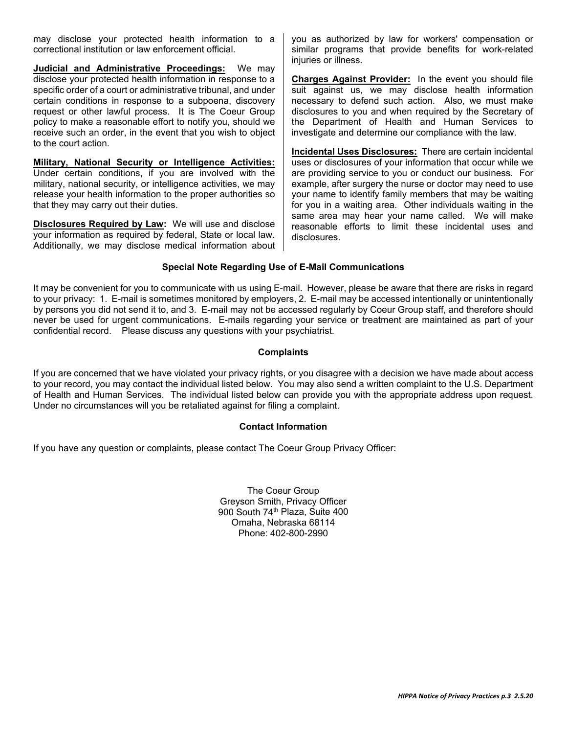may disclose your protected health information to a correctional institution or law enforcement official.

**Judicial and Administrative Proceedings:** We may disclose your protected health information in response to a specific order of a court or administrative tribunal, and under certain conditions in response to a subpoena, discovery request or other lawful process. It is The Coeur Group policy to make a reasonable effort to notify you, should we receive such an order, in the event that you wish to object to the court action.

**Military, National Security or Intelligence Activities:** Under certain conditions, if you are involved with the military, national security, or intelligence activities, we may release your health information to the proper authorities so that they may carry out their duties.

**Disclosures Required by Law:** We will use and disclose your information as required by federal, State or local law. Additionally, we may disclose medical information about you as authorized by law for workers' compensation or similar programs that provide benefits for work-related injuries or illness.

**Charges Against Provider:** In the event you should file suit against us, we may disclose health information necessary to defend such action. Also, we must make disclosures to you and when required by the Secretary of the Department of Health and Human Services to investigate and determine our compliance with the law.

**Incidental Uses Disclosures:** There are certain incidental uses or disclosures of your information that occur while we are providing service to you or conduct our business. For example, after surgery the nurse or doctor may need to use your name to identify family members that may be waiting for you in a waiting area. Other individuals waiting in the same area may hear your name called. We will make reasonable efforts to limit these incidental uses and disclosures.

## Special Note Regarding Use of E-Mail Communications

It may be convenient for you to communicate with us using E-mail. However, please be aware that there are risks in regard to your privacy: 1. E-mail is sometimes monitored by employers, 2. E-mail may be accessed intentionally or unintentionally by persons you did not send it to, and 3. E-mail may not be accessed regularly by Coeur Group staff, and therefore should never be used for urgent communications. E-mails regarding your service or treatment are maintained as part of your confidential record. Please discuss any questions with your psychiatrist.

## Complaints

If you are concerned that we have violated your privacy rights, or you disagree with a decision we have made about access to your record, you may contact the individual listed below. You may also send a written complaint to the U.S. Department of Health and Human Services. The individual listed below can provide you with the appropriate address upon request. Under no circumstances will you be retaliated against for filing a complaint.

## Contact Information

If you have any question or complaints, please contact The Coeur Group Privacy Officer:

The Coeur Group
Greyson Smith, Privacy Officer
900 South 74th Plaza, Suite 400
Omaha, Nebraska 68114
Phone: 402-800-2990